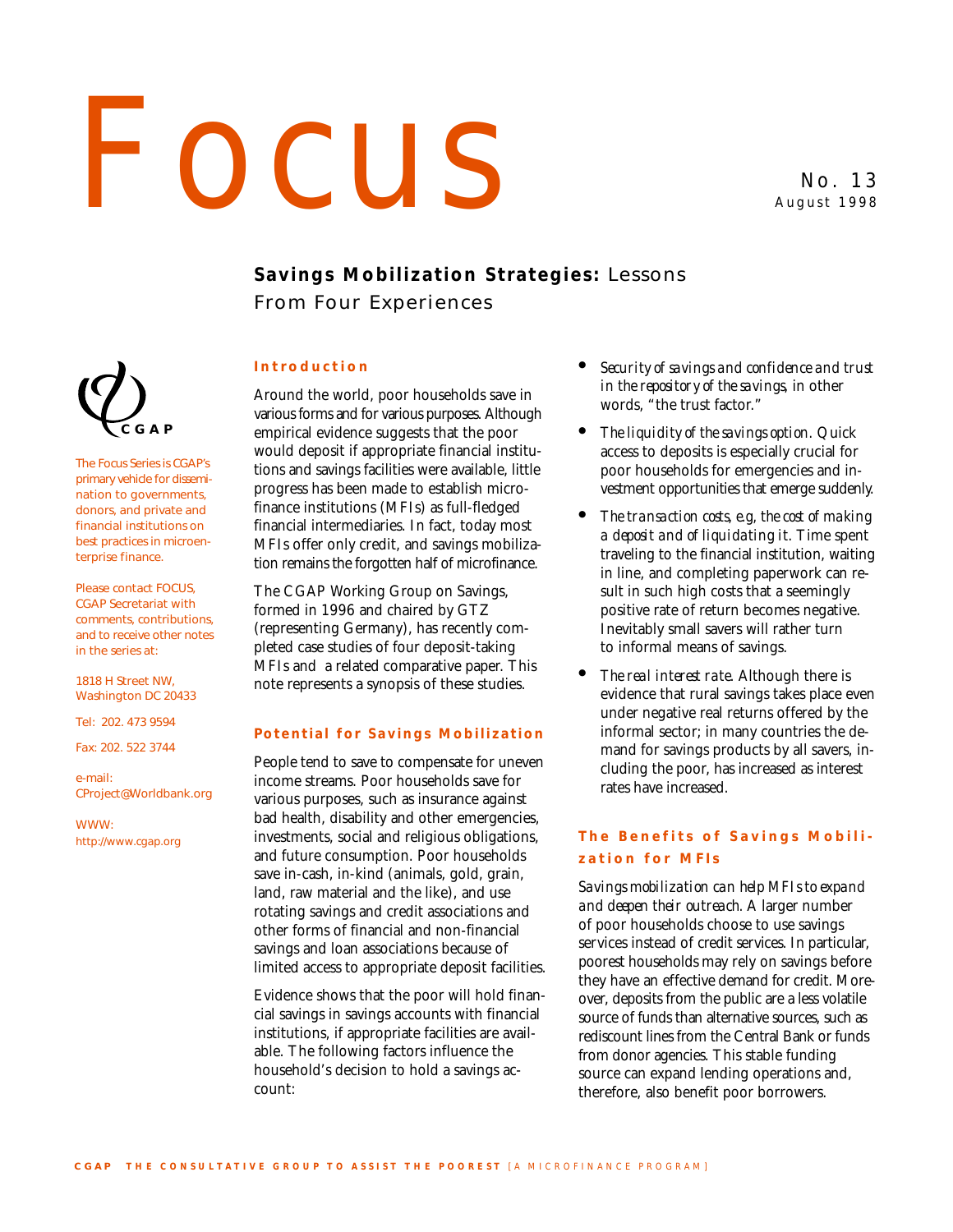# Focus

No. 13
August 1998

## **Savings Mobilization Strategies:** Lessons From Four Experiences

CGAP

The Focus Series is CGAP's primary vehicle for dissemination to governments, donors, and private and financial institutions on best practices in microenterprise finance.

Please contact FOCUS, CGAP Secretariat with comments, contributions, and to receive other notes in the series at:

1818 H Street NW,
Washington DC 20433

Tel: 202. 473 9594

Fax: 202. 522 3744

e-mail:
CProject@Worldbank.org

WWW:
http://www.cgap.org

### Introduction

Around the world, poor households save in various forms and for various purposes. Although empirical evidence suggests that the poor would deposit if appropriate financial institutions and savings facilities were available, little progress has been made to establish microfinance institutions (MFIs) as full-fledged financial intermediaries. In fact, today most MFIs offer only credit, and savings mobilization remains the forgotten half of microfinance.

The CGAP Working Group on Savings, formed in 1996 and chaired by GTZ (representing Germany), has recently completed case studies of four deposit-taking MFIs and a related comparative paper. This note represents a synopsis of these studies.

### Potential for Savings Mobilization

People tend to save to compensate for uneven income streams. Poor households save for various purposes, such as insurance against bad health, disability and other emergencies, investments, social and religious obligations, and future consumption. Poor households save in-cash, in-kind (animals, gold, grain, land, raw material and the like), and use rotating savings and credit associations and other forms of financial and non-financial savings and loan associations because of limited access to appropriate deposit facilities.

Evidence shows that the poor will hold financial savings in savings accounts with financial institutions, if appropriate facilities are available. The following factors influence the household's decision to hold a savings account:

- *Security of savings and confidence and trust in the repository of the savings*, in other words, "the trust factor."
- *The liquidity of the savings option.* Quick access to deposits is especially crucial for poor households for emergencies and investment opportunities that emerge suddenly.
- *The transaction costs, e.g, the cost of making a deposit and of liquidating it.* Time spent traveling to the financial institution, waiting in line, and completing paperwork can result in such high costs that a seemingly positive rate of return becomes negative. Inevitably small savers will rather turn to informal means of savings.
- *The real interest rate.* Although there is evidence that rural savings takes place even under negative real returns offered by the informal sector; in many countries the demand for savings products by all savers, including the poor, has increased as interest rates have increased.

### The Benefits of Savings Mobilization for MFIs

*Savings mobilization can help MFIs to expand and deepen their outreach.* A larger number of poor households choose to use savings services instead of credit services. In particular, poorest households may rely on savings before they have an effective demand for credit. Moreover, deposits from the public are a less volatile source of funds than alternative sources, such as rediscount lines from the Central Bank or funds from donor agencies. This stable funding source can expand lending operations and, therefore, also benefit poor borrowers.

CGAP THE CONSULTATIVE GROUP TO ASSIST THE POOREST [A MICROFINANCE PROGRAM]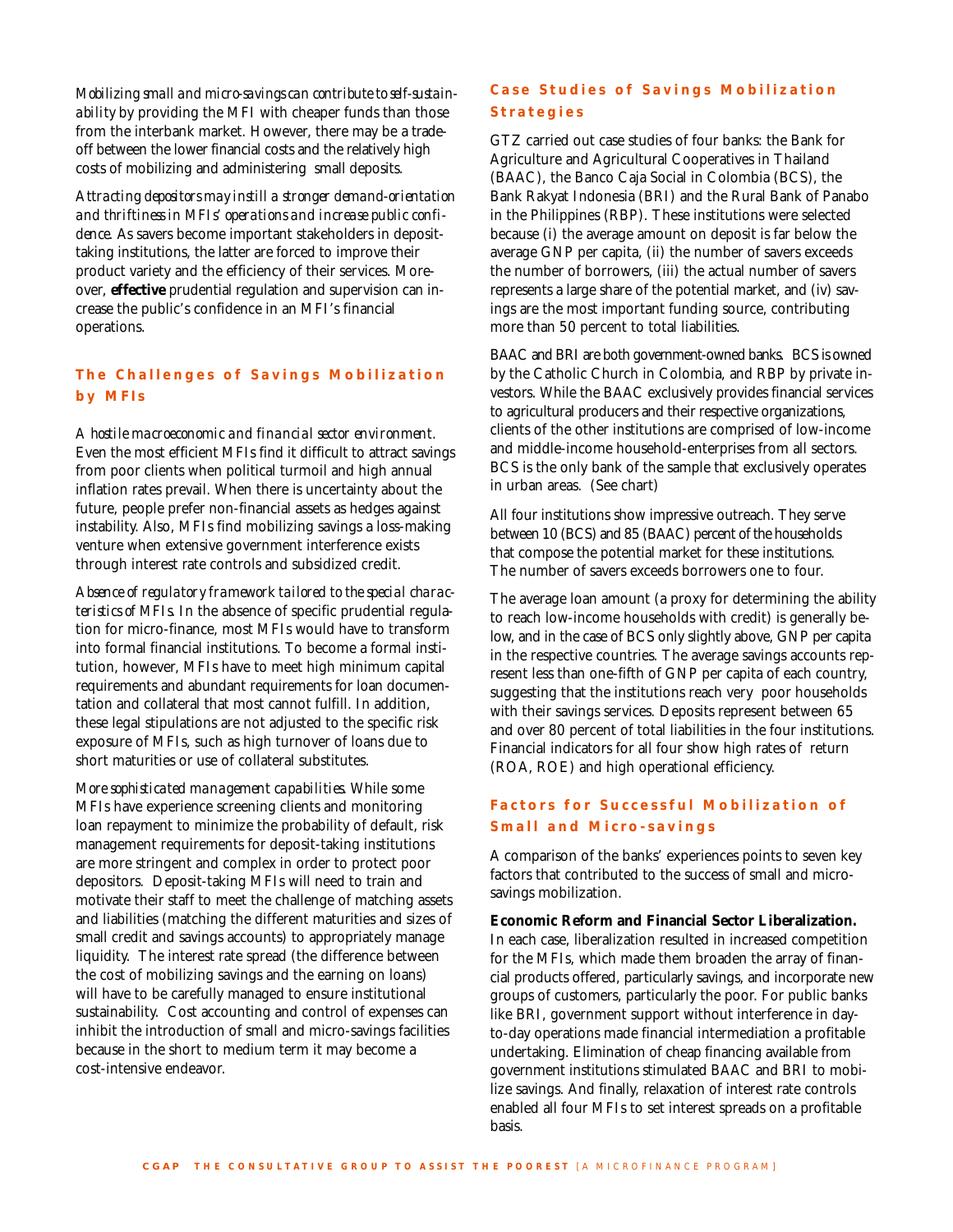*Mobilizing small and micro-savings can contribute to self-sustainability* by providing the MFI with cheaper funds than those from the interbank market. However, there may be a trade-off between the lower financial costs and the relatively high costs of mobilizing and administering small deposits.

*Attracting depositors may instill a stronger demand-orientation and thriftiness in MFIs' operations and increase public confidence.* As savers become important stakeholders in deposit-taking institutions, the latter are forced to improve their product variety and the efficiency of their services. Moreover, **effective** prudential regulation and supervision can increase the public's confidence in an MFI's financial operations.

## The Challenges of Savings Mobilization by MFIs

*A hostile macroeconomic and financial sector environment.* Even the most efficient MFIs find it difficult to attract savings from poor clients when political turmoil and high annual inflation rates prevail. When there is uncertainty about the future, people prefer non-financial assets as hedges against instability. Also, MFIs find mobilizing savings a loss-making venture when extensive government interference exists through interest rate controls and subsidized credit.

*Absence of regulatory framework tailored to the special characteristics of MFIs.* In the absence of specific prudential regulation for micro-finance, most MFIs would have to transform into formal financial institutions. To become a formal institution, however, MFIs have to meet high minimum capital requirements and abundant requirements for loan documentation and collateral that most cannot fulfill. In addition, these legal stipulations are not adjusted to the specific risk exposure of MFIs, such as high turnover of loans due to short maturities or use of collateral substitutes.

*More sophisticated management capabilities.* While some MFIs have experience screening clients and monitoring loan repayment to minimize the probability of default, risk management requirements for deposit-taking institutions are more stringent and complex in order to protect poor depositors. Deposit-taking MFIs will need to train and motivate their staff to meet the challenge of matching assets and liabilities (matching the different maturities and sizes of small credit and savings accounts) to appropriately manage liquidity. The interest rate spread (the difference between the cost of mobilizing savings and the earning on loans) will have to be carefully managed to ensure institutional sustainability. Cost accounting and control of expenses can inhibit the introduction of small and micro-savings facilities because in the short to medium term it may become a cost-intensive endeavor.

## Case Studies of Savings Mobilization Strategies

GTZ carried out case studies of four banks: the Bank for Agriculture and Agricultural Cooperatives in Thailand (BAAC), the Banco Caja Social in Colombia (BCS), the Bank Rakyat Indonesia (BRI) and the Rural Bank of Panabo in the Philippines (RBP). These institutions were selected because (i) the average amount on deposit is far below the average GNP per capita, (ii) the number of savers exceeds the number of borrowers, (iii) the actual number of savers represents a large share of the potential market, and (iv) savings are the most important funding source, contributing more than 50 percent to total liabilities.

BAAC and BRI are both government-owned banks. BCS is owned by the Catholic Church in Colombia, and RBP by private investors. While the BAAC exclusively provides financial services to agricultural producers and their respective organizations, clients of the other institutions are comprised of low-income and middle-income household-enterprises from all sectors. BCS is the only bank of the sample that exclusively operates in urban areas. (See chart)

All four institutions show impressive outreach. They serve between 10 (BCS) and 85 (BAAC) percent of the households that compose the potential market for these institutions. The number of savers exceeds borrowers one to four.

The average loan amount (a proxy for determining the ability to reach low-income households with credit) is generally below, and in the case of BCS only slightly above, GNP per capita in the respective countries. The average savings accounts represent less than one-fifth of GNP per capita of each country, suggesting that the institutions reach very poor households with their savings services. Deposits represent between 65 and over 80 percent of total liabilities in the four institutions. Financial indicators for all four show high rates of return (ROA, ROE) and high operational efficiency.

## Factors for Successful Mobilization of Small and Micro-savings

A comparison of the banks' experiences points to seven key factors that contributed to the success of small and micro-savings mobilization.

**Economic Reform and Financial Sector Liberalization.** In each case, liberalization resulted in increased competition for the MFIs, which made them broaden the array of financial products offered, particularly savings, and incorporate new groups of customers, particularly the poor. For public banks like BRI, government support without interference in day-to-day operations made financial intermediation a profitable undertaking. Elimination of cheap financing available from government institutions stimulated BAAC and BRI to mobilize savings. And finally, relaxation of interest rate controls enabled all four MFIs to set interest spreads on a profitable basis.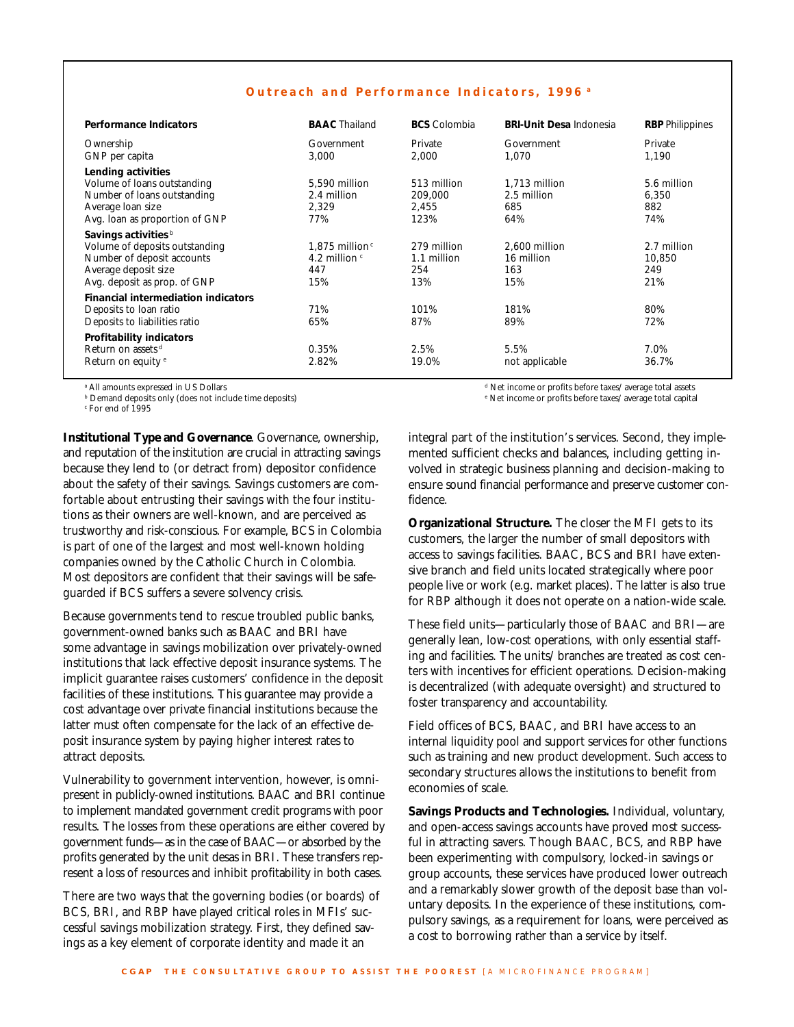### Outreach and Performance Indicators, 1996 [a]

| Performance Indicators | BAAC Thailand | BCS Colombia | BRI-Unit Desa Indonesia | RBP Philippines |
|---|---|---|---|---|
| Ownership | Government | Private | Government | Private |
| GNP per capita | 3,000 | 2,000 | 1,070 | 1,190 |
| **Lending activities** | | | | |
| Volume of loans outstanding | 5,590 million | 513 million | 1,713 million | 5.6 million |
| Number of loans outstanding | 2.4 million | 209,000 | 2.5 million | 6,350 |
| Average loan size | 2,329 | 2,455 | 685 | 882 |
| Avg. loan as proportion of GNP | 77% | 123% | 64% | 74% |
| **Savings activities** [b] | | | | |
| Volume of deposits outstanding | 1,875 million [c] | 279 million | 2,600 million | 2.7 million |
| Number of deposit accounts | 4.2 million [c] | 1.1 million | 16 million | 10,850 |
| Average deposit size | 447 | 254 | 163 | 249 |
| Avg. deposit as prop. of GNP | 15% | 13% | 15% | 21% |
| **Financial intermediation indicators** | | | | |
| Deposits to loan ratio | 71% | 101% | 181% | 80% |
| Deposits to liabilities ratio | 65% | 87% | 89% | 72% |
| **Profitability indicators** | | | | |
| Return on assets [d] | 0.35% | 2.5% | 5.5% | 7.0% |
| Return on equity [e] | 2.82% | 19.0% | not applicable | 36.7% |

[a] All amounts expressed in US Dollars
[b] Demand deposits only (does not include time deposits)
[c] For end of 1995
[d] Net income or profits before taxes/average total assets
[e] Net income or profits before taxes/average total capital

**Institutional Type and Governance**. Governance, ownership, and reputation of the institution are crucial in attracting savings because they lend to (or detract from) depositor confidence about the safety of their savings. Savings customers are comfortable about entrusting their savings with the four institutions as their owners are well-known, and are perceived as trustworthy and risk-conscious. For example, BCS in Colombia is part of one of the largest and most well-known holding companies owned by the Catholic Church in Colombia. Most depositors are confident that their savings will be safeguarded if BCS suffers a severe solvency crisis.

Because governments tend to rescue troubled public banks, government-owned banks such as BAAC and BRI have some advantage in savings mobilization over privately-owned institutions that lack effective deposit insurance systems. The implicit guarantee raises customers' confidence in the deposit facilities of these institutions. This guarantee may provide a cost advantage over private financial institutions because the latter must often compensate for the lack of an effective deposit insurance system by paying higher interest rates to attract deposits.

Vulnerability to government intervention, however, is omnipresent in publicly-owned institutions. BAAC and BRI continue to implement mandated government credit programs with poor results. The losses from these operations are either covered by government funds—as in the case of BAAC—or absorbed by the profits generated by the unit desas in BRI. These transfers represent a loss of resources and inhibit profitability in both cases.

There are two ways that the governing bodies (or boards) of BCS, BRI, and RBP have played critical roles in MFIs' successful savings mobilization strategy. First, they defined savings as a key element of corporate identity and made it an integral part of the institution's services. Second, they implemented sufficient checks and balances, including getting involved in strategic business planning and decision-making to ensure sound financial performance and preserve customer confidence.

**Organizational Structure.** The closer the MFI gets to its customers, the larger the number of small depositors with access to savings facilities. BAAC, BCS and BRI have extensive branch and field units located strategically where poor people live or work (e.g. market places). The latter is also true for RBP although it does not operate on a nation-wide scale.

These field units—particularly those of BAAC and BRI—are generally lean, low-cost operations, with only essential staffing and facilities. The units/branches are treated as cost centers with incentives for efficient operations. Decision-making is decentralized (with adequate oversight) and structured to foster transparency and accountability.

Field offices of BCS, BAAC, and BRI have access to an internal liquidity pool and support services for other functions such as training and new product development. Such access to secondary structures allows the institutions to benefit from economies of scale.

**Savings Products and Technologies.** Individual, voluntary, and open-access savings accounts have proved most successful in attracting savers. Though BAAC, BCS, and RBP have been experimenting with compulsory, locked-in savings or group accounts, these services have produced lower outreach and a remarkably slower growth of the deposit base than voluntary deposits. In the experience of these institutions, compulsory savings, as a requirement for loans, were perceived as a cost to borrowing rather than a service by itself.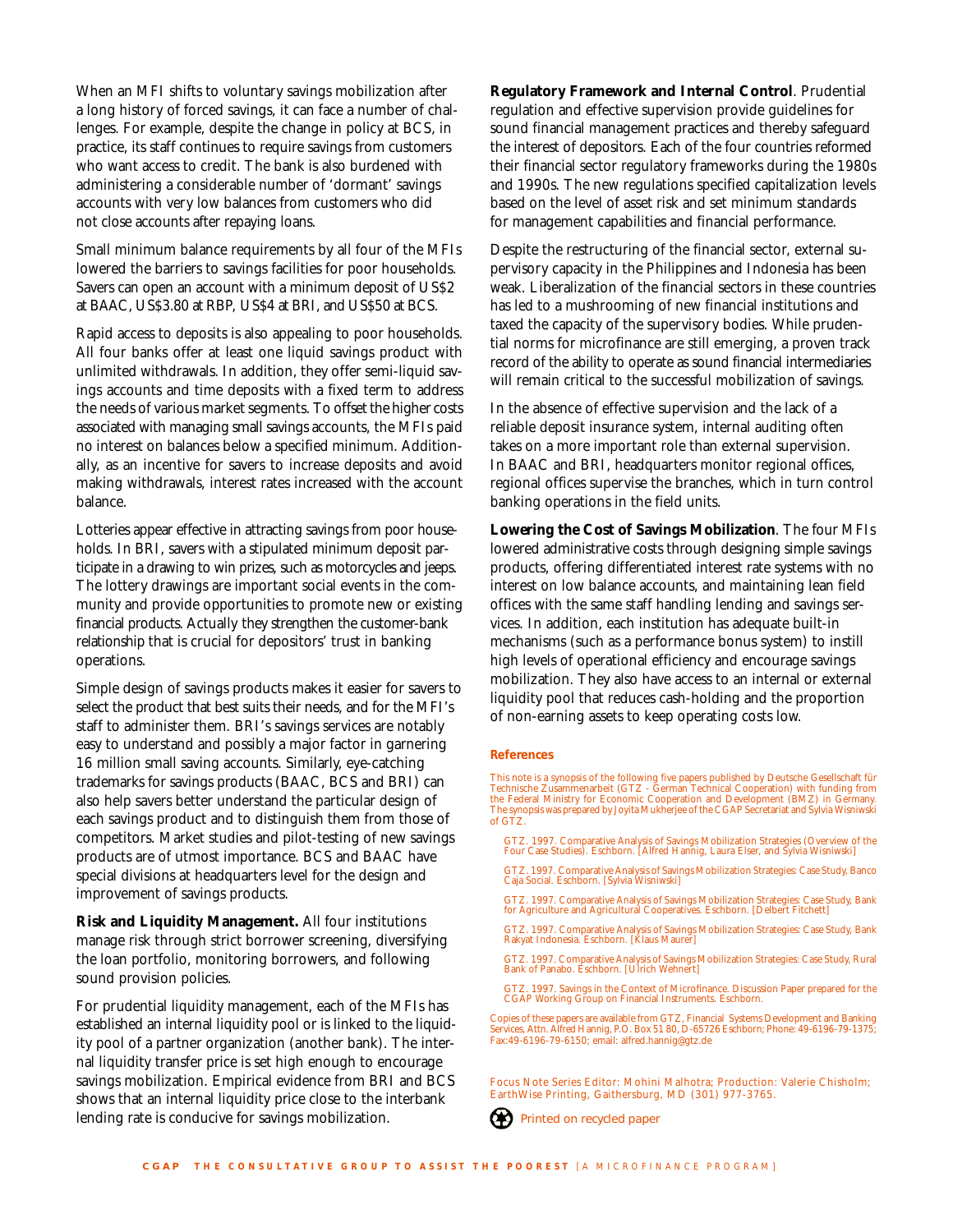When an MFI shifts to voluntary savings mobilization after a long history of forced savings, it can face a number of challenges. For example, despite the change in policy at BCS, in practice, its staff continues to require savings from customers who want access to credit. The bank is also burdened with administering a considerable number of 'dormant' savings accounts with very low balances from customers who did not close accounts after repaying loans.

Small minimum balance requirements by all four of the MFIs lowered the barriers to savings facilities for poor households. Savers can open an account with a minimum deposit of US$2 at BAAC, US$3.80 at RBP, US$4 at BRI, and US$50 at BCS.

Rapid access to deposits is also appealing to poor households. All four banks offer at least one liquid savings product with unlimited withdrawals. In addition, they offer semi-liquid savings accounts and time deposits with a fixed term to address the needs of various market segments. To offset the higher costs associated with managing small savings accounts, the MFIs paid no interest on balances below a specified minimum. Additionally, as an incentive for savers to increase deposits and avoid making withdrawals, interest rates increased with the account balance.

Lotteries appear effective in attracting savings from poor households. In BRI, savers with a stipulated minimum deposit participate in a drawing to win prizes, such as motorcycles and jeeps. The lottery drawings are important social events in the community and provide opportunities to promote new or existing financial products. Actually they strengthen the customer-bank relationship that is crucial for depositors' trust in banking operations.

Simple design of savings products makes it easier for savers to select the product that best suits their needs, and for the MFI's staff to administer them. BRI's savings services are notably easy to understand and possibly a major factor in garnering 16 million small saving accounts. Similarly, eye-catching trademarks for savings products (BAAC, BCS and BRI) can also help savers better understand the particular design of each savings product and to distinguish them from those of competitors. Market studies and pilot-testing of new savings products are of utmost importance. BCS and BAAC have special divisions at headquarters level for the design and improvement of savings products.

**Risk and Liquidity Management.** All four institutions manage risk through strict borrower screening, diversifying the loan portfolio, monitoring borrowers, and following sound provision policies.

For prudential liquidity management, each of the MFIs has established an internal liquidity pool or is linked to the liquidity pool of a partner organization (another bank). The internal liquidity transfer price is set high enough to encourage savings mobilization. Empirical evidence from BRI and BCS shows that an internal liquidity price close to the interbank lending rate is conducive for savings mobilization.

**Regulatory Framework and Internal Control**. Prudential regulation and effective supervision provide guidelines for sound financial management practices and thereby safeguard the interest of depositors. Each of the four countries reformed their financial sector regulatory frameworks during the 1980s and 1990s. The new regulations specified capitalization levels based on the level of asset risk and set minimum standards for management capabilities and financial performance.

Despite the restructuring of the financial sector, external supervisory capacity in the Philippines and Indonesia has been weak. Liberalization of the financial sectors in these countries has led to a mushrooming of new financial institutions and taxed the capacity of the supervisory bodies. While prudential norms for microfinance are still emerging, a proven track record of the ability to operate as sound financial intermediaries will remain critical to the successful mobilization of savings.

In the absence of effective supervision and the lack of a reliable deposit insurance system, internal auditing often takes on a more important role than external supervision. In BAAC and BRI, headquarters monitor regional offices, regional offices supervise the branches, which in turn control banking operations in the field units.

**Lowering the Cost of Savings Mobilization**. The four MFIs lowered administrative costs through designing simple savings products, offering differentiated interest rate systems with no interest on low balance accounts, and maintaining lean field offices with the same staff handling lending and savings services. In addition, each institution has adequate built-in mechanisms (such as a performance bonus system) to instill high levels of operational efficiency and encourage savings mobilization. They also have access to an internal or external liquidity pool that reduces cash-holding and the proportion of non-earning assets to keep operating costs low.

### References

This note is a synopsis of the following five papers published by Deutsche Gesellschaft für Technische Zusammenarbeit (GTZ - German Technical Cooperation) with funding from the Federal Ministry for Economic Cooperation and Development (BMZ) in Germany. The synopsis was prepared by Joyita Mukherjee of the CGAP Secretariat and Sylvia Wisniwski of GTZ.

GTZ. 1997. Comparative Analysis of Savings Mobilization Strategies (Overview of the Four Case Studies). Eschborn. [Alfred Hannig, Laura Elser, and Sylvia Wisniwski]

GTZ. 1997. Comparative Analysis of Savings Mobilization Strategies: Case Study, Banco Caja Social. Eschborn. [Sylvia Wisniwski]

GTZ. 1997. Comparative Analysis of Savings Mobilization Strategies: Case Study, Bank for Agriculture and Agricultural Cooperatives. Eschborn. [Delbert Fitchett]

GTZ. 1997. Comparative Analysis of Savings Mobilization Strategies: Case Study, Bank Rakyat Indonesia. Eschborn. [Klaus Maurer]

GTZ. 1997. Comparative Analysis of Savings Mobilization Strategies: Case Study, Rural Bank of Panabo. Eschborn. [Ulrich Wehnert]

GTZ. 1997. Savings in the Context of Microfinance. Discussion Paper prepared for the CGAP Working Group on Financial Instruments. Eschborn.

Copies of these papers are available from GTZ, Financial Systems Development and Banking Services, Attn. Alfred Hannig, P.O. Box 51 80, D-65726 Eschborn; Phone: 49-6196-79-1375; Fax:49-6196-79-6150; email: alfred.hannig@gtz.de

Focus Note Series Editor: Mohini Malhotra; Production: Valerie Chisholm; EarthWise Printing, Gaithersburg, MD (301) 977-3765.

Printed on recycled paper